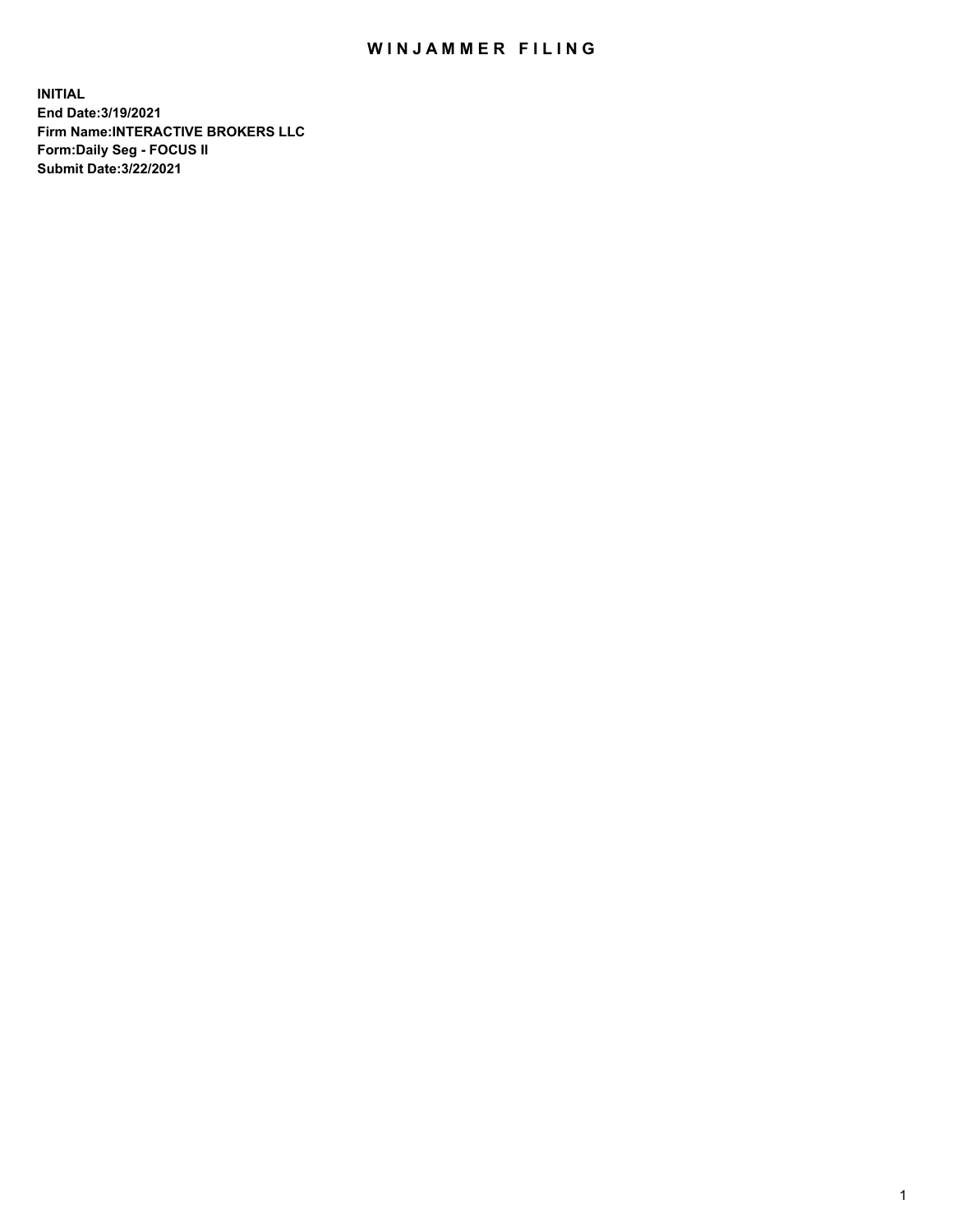# WINJAMMER FILING

**INITIAL**
**End Date:3/19/2021**
**Firm Name:INTERACTIVE BROKERS LLC**
**Form:Daily Seg - FOCUS II**
**Submit Date:3/22/2021**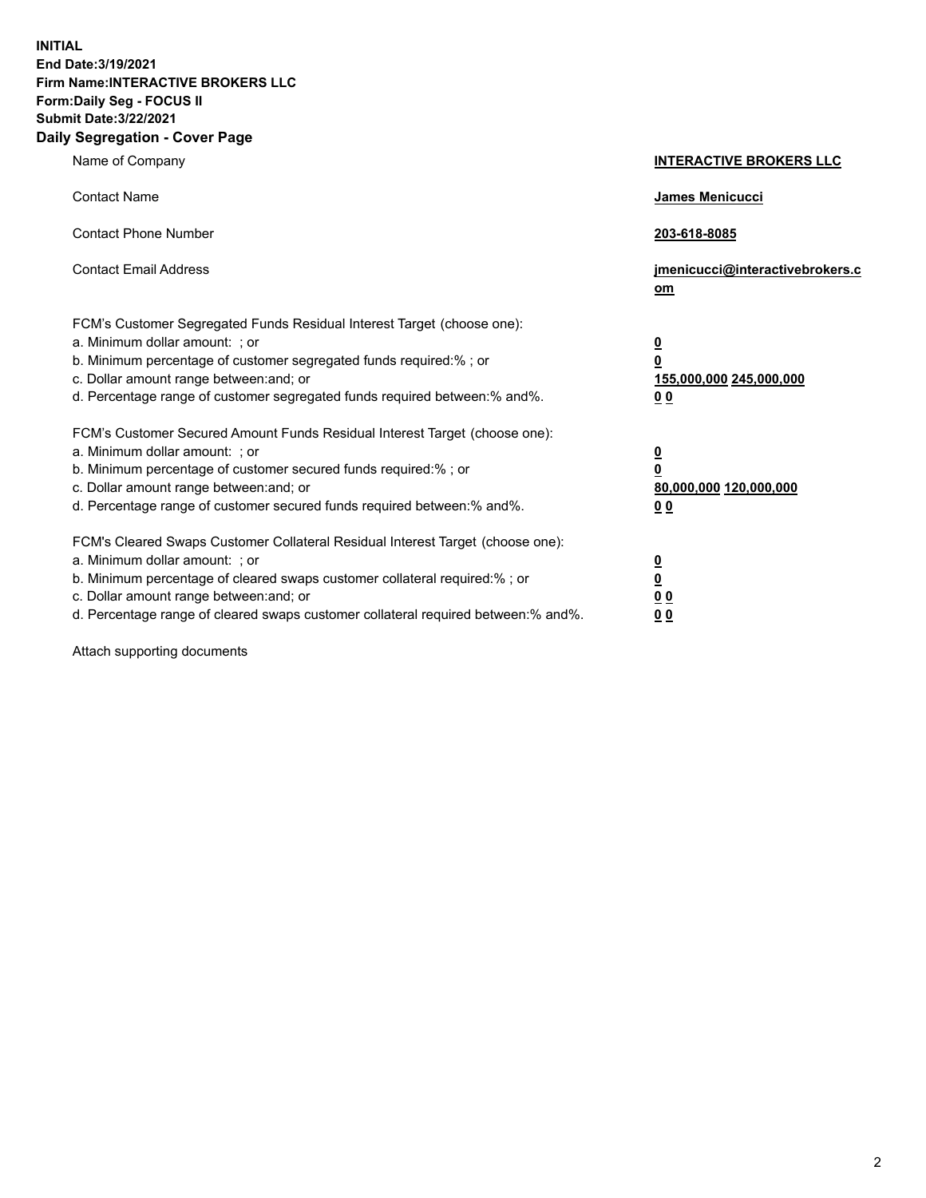**INITIAL**
**End Date:3/19/2021**
**Firm Name:INTERACTIVE BROKERS LLC**
**Form:Daily Seg - FOCUS II**
**Submit Date:3/22/2021**
**Daily Segregation - Cover Page**

| | |
|---|---|
| Name of Company | **INTERACTIVE BROKERS LLC** |
| Contact Name | **James Menicucci** |
| Contact Phone Number | **203-618-8085** |
| Contact Email Address | **jmenicucci@interactivebrokers.com** |

FCM's Customer Segregated Funds Residual Interest Target (choose one):

| | |
|---|---|
| a. Minimum dollar amount: ; or | **0** |
| b. Minimum percentage of customer segregated funds required:% ; or | **0** |
| c. Dollar amount range between:and; or | **155,000,000 245,000,000** |
| d. Percentage range of customer segregated funds required between:% and%. | **0 0** |

FCM's Customer Secured Amount Funds Residual Interest Target (choose one):

| | |
|---|---|
| a. Minimum dollar amount: ; or | **0** |
| b. Minimum percentage of customer secured funds required:% ; or | **0** |
| c. Dollar amount range between:and; or | **80,000,000 120,000,000** |
| d. Percentage range of customer secured funds required between:% and%. | **0 0** |

FCM's Cleared Swaps Customer Collateral Residual Interest Target (choose one):

| | |
|---|---|
| a. Minimum dollar amount: ; or | **0** |
| b. Minimum percentage of cleared swaps customer collateral required:% ; or | **0** |
| c. Dollar amount range between:and; or | **0 0** |
| d. Percentage range of cleared swaps customer collateral required between:% and%. | **0 0** |

Attach supporting documents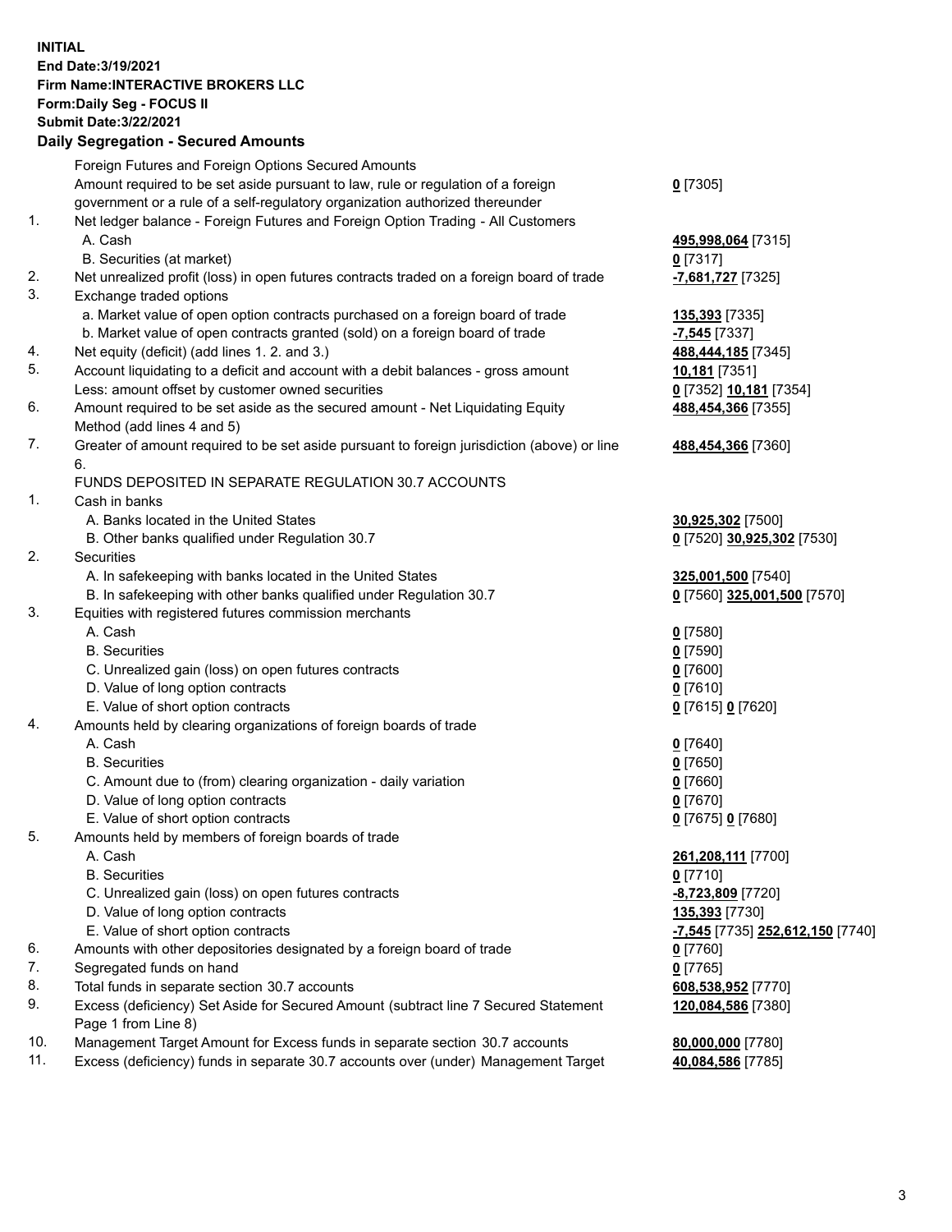**INITIAL**
**End Date:3/19/2021**
**Firm Name:INTERACTIVE BROKERS LLC**
**Form:Daily Seg - FOCUS II**
**Submit Date:3/22/2021**

## Daily Segregation - Secured Amounts

| | | |
|---|---|---|
| | Foreign Futures and Foreign Options Secured Amounts | |
| | Amount required to be set aside pursuant to law, rule or regulation of a foreign government or a rule of a self-regulatory organization authorized thereunder | **0** [7305] |
| 1. | Net ledger balance - Foreign Futures and Foreign Option Trading - All Customers | |
| | A. Cash | **495,998,064** [7315] |
| | B. Securities (at market) | **0** [7317] |
| 2. | Net unrealized profit (loss) in open futures contracts traded on a foreign board of trade | **-7,681,727** [7325] |
| 3. | Exchange traded options | |
| | a. Market value of open option contracts purchased on a foreign board of trade | **135,393** [7335] |
| | b. Market value of open contracts granted (sold) on a foreign board of trade | **-7,545** [7337] |
| 4. | Net equity (deficit) (add lines 1. 2. and 3.) | **488,444,185** [7345] |
| 5. | Account liquidating to a deficit and account with a debit balances - gross amount | **10,181** [7351] |
| | Less: amount offset by customer owned securities | **0** [7352] **10,181** [7354] |
| 6. | Amount required to be set aside as the secured amount - Net Liquidating Equity Method (add lines 4 and 5) | **488,454,366** [7355] |
| 7. | Greater of amount required to be set aside pursuant to foreign jurisdiction (above) or line 6. | **488,454,366** [7360] |
| | FUNDS DEPOSITED IN SEPARATE REGULATION 30.7 ACCOUNTS | |
| 1. | Cash in banks | |
| | A. Banks located in the United States | **30,925,302** [7500] |
| | B. Other banks qualified under Regulation 30.7 | **0** [7520] **30,925,302** [7530] |
| 2. | Securities | |
| | A. In safekeeping with banks located in the United States | **325,001,500** [7540] |
| | B. In safekeeping with other banks qualified under Regulation 30.7 | **0** [7560] **325,001,500** [7570] |
| 3. | Equities with registered futures commission merchants | |
| | A. Cash | **0** [7580] |
| | B. Securities | **0** [7590] |
| | C. Unrealized gain (loss) on open futures contracts | **0** [7600] |
| | D. Value of long option contracts | **0** [7610] |
| | E. Value of short option contracts | **0** [7615] **0** [7620] |
| 4. | Amounts held by clearing organizations of foreign boards of trade | |
| | A. Cash | **0** [7640] |
| | B. Securities | **0** [7650] |
| | C. Amount due to (from) clearing organization - daily variation | **0** [7660] |
| | D. Value of long option contracts | **0** [7670] |
| | E. Value of short option contracts | **0** [7675] **0** [7680] |
| 5. | Amounts held by members of foreign boards of trade | |
| | A. Cash | **261,208,111** [7700] |
| | B. Securities | **0** [7710] |
| | C. Unrealized gain (loss) on open futures contracts | **-8,723,809** [7720] |
| | D. Value of long option contracts | **135,393** [7730] |
| | E. Value of short option contracts | **-7,545** [7735] **252,612,150** [7740] |
| 6. | Amounts with other depositories designated by a foreign board of trade | **0** [7760] |
| 7. | Segregated funds on hand | **0** [7765] |
| 8. | Total funds in separate section 30.7 accounts | **608,538,952** [7770] |
| 9. | Excess (deficiency) Set Aside for Secured Amount (subtract line 7 Secured Statement Page 1 from Line 8) | **120,084,586** [7380] |
| 10. | Management Target Amount for Excess funds in separate section 30.7 accounts | **80,000,000** [7780] |
| 11. | Excess (deficiency) funds in separate 30.7 accounts over (under) Management Target | **40,084,586** [7785] |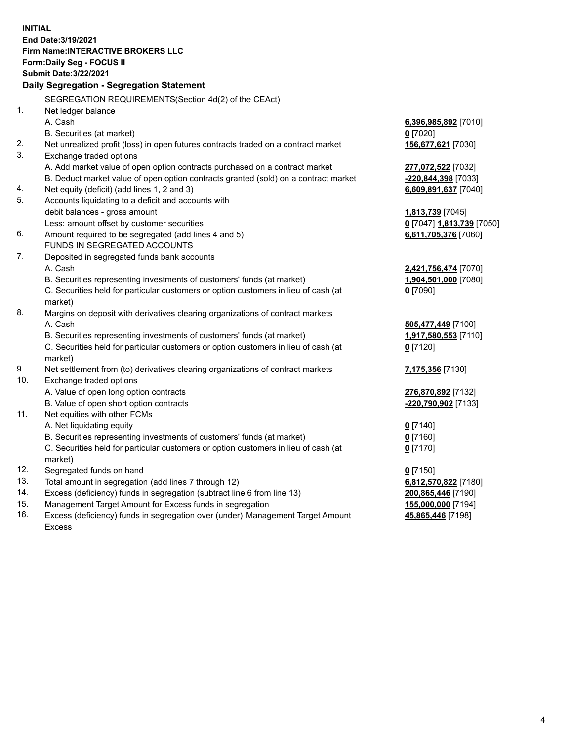**INITIAL**
**End Date:3/19/2021**
**Firm Name:INTERACTIVE BROKERS LLC**
**Form:Daily Seg - FOCUS II**
**Submit Date:3/22/2021**

**Daily Segregation - Segregation Statement**

| | | |
|---|---|---|
| | SEGREGATION REQUIREMENTS(Section 4d(2) of the CEAct) | |
| 1. | Net ledger balance | |
| | A. Cash | **6,396,985,892** [7010] |
| | B. Securities (at market) | **0** [7020] |
| 2. | Net unrealized profit (loss) in open futures contracts traded on a contract market | **156,677,621** [7030] |
| 3. | Exchange traded options | |
| | A. Add market value of open option contracts purchased on a contract market | **277,072,522** [7032] |
| | B. Deduct market value of open option contracts granted (sold) on a contract market | **-220,844,398** [7033] |
| 4. | Net equity (deficit) (add lines 1, 2 and 3) | **6,609,891,637** [7040] |
| 5. | Accounts liquidating to a deficit and accounts with debit balances - gross amount | **1,813,739** [7045] |
| | Less: amount offset by customer securities | **0** [7047] **1,813,739** [7050] |
| 6. | Amount required to be segregated (add lines 4 and 5) | **6,611,705,376** [7060] |
| | FUNDS IN SEGREGATED ACCOUNTS | |
| 7. | Deposited in segregated funds bank accounts | |
| | A. Cash | **2,421,756,474** [7070] |
| | B. Securities representing investments of customers' funds (at market) | **1,904,501,000** [7080] |
| | C. Securities held for particular customers or option customers in lieu of cash (at market) | **0** [7090] |
| 8. | Margins on deposit with derivatives clearing organizations of contract markets | |
| | A. Cash | **505,477,449** [7100] |
| | B. Securities representing investments of customers' funds (at market) | **1,917,580,553** [7110] |
| | C. Securities held for particular customers or option customers in lieu of cash (at market) | **0** [7120] |
| 9. | Net settlement from (to) derivatives clearing organizations of contract markets | **7,175,356** [7130] |
| 10. | Exchange traded options | |
| | A. Value of open long option contracts | **276,870,892** [7132] |
| | B. Value of open short option contracts | **-220,790,902** [7133] |
| 11. | Net equities with other FCMs | |
| | A. Net liquidating equity | **0** [7140] |
| | B. Securities representing investments of customers' funds (at market) | **0** [7160] |
| | C. Securities held for particular customers or option customers in lieu of cash (at market) | **0** [7170] |
| 12. | Segregated funds on hand | **0** [7150] |
| 13. | Total amount in segregation (add lines 7 through 12) | **6,812,570,822** [7180] |
| 14. | Excess (deficiency) funds in segregation (subtract line 6 from line 13) | **200,865,446** [7190] |
| 15. | Management Target Amount for Excess funds in segregation | **155,000,000** [7194] |
| 16. | Excess (deficiency) funds in segregation over (under) Management Target Amount Excess | **45,865,446** [7198] |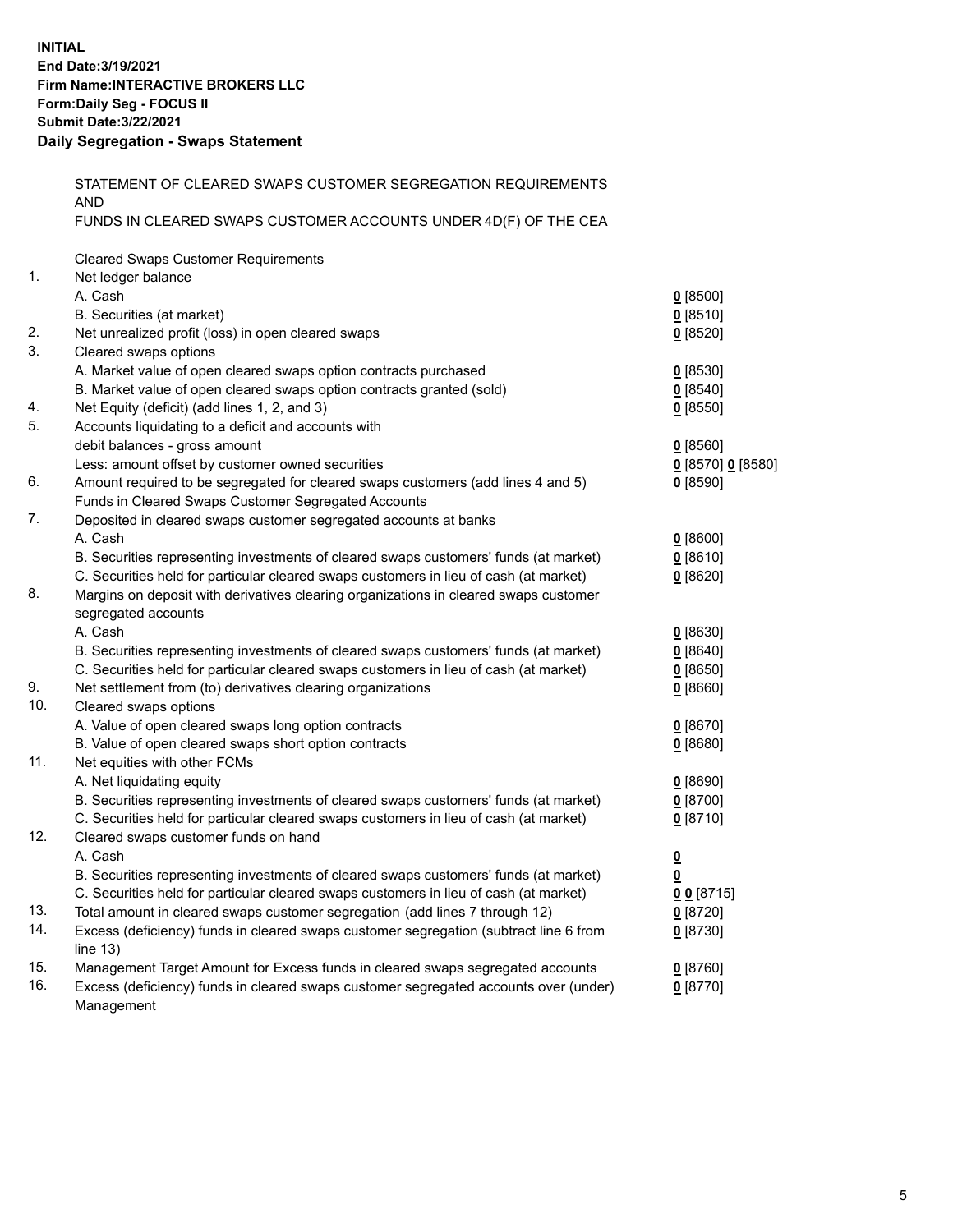**INITIAL**
**End Date:3/19/2021**
**Firm Name:INTERACTIVE BROKERS LLC**
**Form:Daily Seg - FOCUS II**
**Submit Date:3/22/2021**
**Daily Segregation - Swaps Statement**

STATEMENT OF CLEARED SWAPS CUSTOMER SEGREGATION REQUIREMENTS AND FUNDS IN CLEARED SWAPS CUSTOMER ACCOUNTS UNDER 4D(F) OF THE CEA

| | | |
|---|---|---|
| | Cleared Swaps Customer Requirements | |
| 1. | Net ledger balance | |
| | A. Cash | 0 [8500] |
| | B. Securities (at market) | 0 [8510] |
| 2. | Net unrealized profit (loss) in open cleared swaps | 0 [8520] |
| 3. | Cleared swaps options | |
| | A. Market value of open cleared swaps option contracts purchased | 0 [8530] |
| | B. Market value of open cleared swaps option contracts granted (sold) | 0 [8540] |
| 4. | Net Equity (deficit) (add lines 1, 2, and 3) | 0 [8550] |
| 5. | Accounts liquidating to a deficit and accounts with | |
| | debit balances - gross amount | 0 [8560] |
| | Less: amount offset by customer owned securities | 0 [8570] 0 [8580] |
| 6. | Amount required to be segregated for cleared swaps customers (add lines 4 and 5) | 0 [8590] |
| | Funds in Cleared Swaps Customer Segregated Accounts | |
| 7. | Deposited in cleared swaps customer segregated accounts at banks | |
| | A. Cash | 0 [8600] |
| | B. Securities representing investments of cleared swaps customers' funds (at market) | 0 [8610] |
| | C. Securities held for particular cleared swaps customers in lieu of cash (at market) | 0 [8620] |
| 8. | Margins on deposit with derivatives clearing organizations in cleared swaps customer segregated accounts | |
| | A. Cash | 0 [8630] |
| | B. Securities representing investments of cleared swaps customers' funds (at market) | 0 [8640] |
| | C. Securities held for particular cleared swaps customers in lieu of cash (at market) | 0 [8650] |
| 9. | Net settlement from (to) derivatives clearing organizations | 0 [8660] |
| 10. | Cleared swaps options | |
| | A. Value of open cleared swaps long option contracts | 0 [8670] |
| | B. Value of open cleared swaps short option contracts | 0 [8680] |
| 11. | Net equities with other FCMs | |
| | A. Net liquidating equity | 0 [8690] |
| | B. Securities representing investments of cleared swaps customers' funds (at market) | 0 [8700] |
| | C. Securities held for particular cleared swaps customers in lieu of cash (at market) | 0 [8710] |
| 12. | Cleared swaps customer funds on hand | |
| | A. Cash | 0 |
| | B. Securities representing investments of cleared swaps customers' funds (at market) | 0 |
| | C. Securities held for particular cleared swaps customers in lieu of cash (at market) | 0 0 [8715] |
| 13. | Total amount in cleared swaps customer segregation (add lines 7 through 12) | 0 [8720] |
| 14. | Excess (deficiency) funds in cleared swaps customer segregation (subtract line 6 from line 13) | 0 [8730] |
| 15. | Management Target Amount for Excess funds in cleared swaps segregated accounts | 0 [8760] |
| 16. | Excess (deficiency) funds in cleared swaps customer segregated accounts over (under) Management | 0 [8770] |